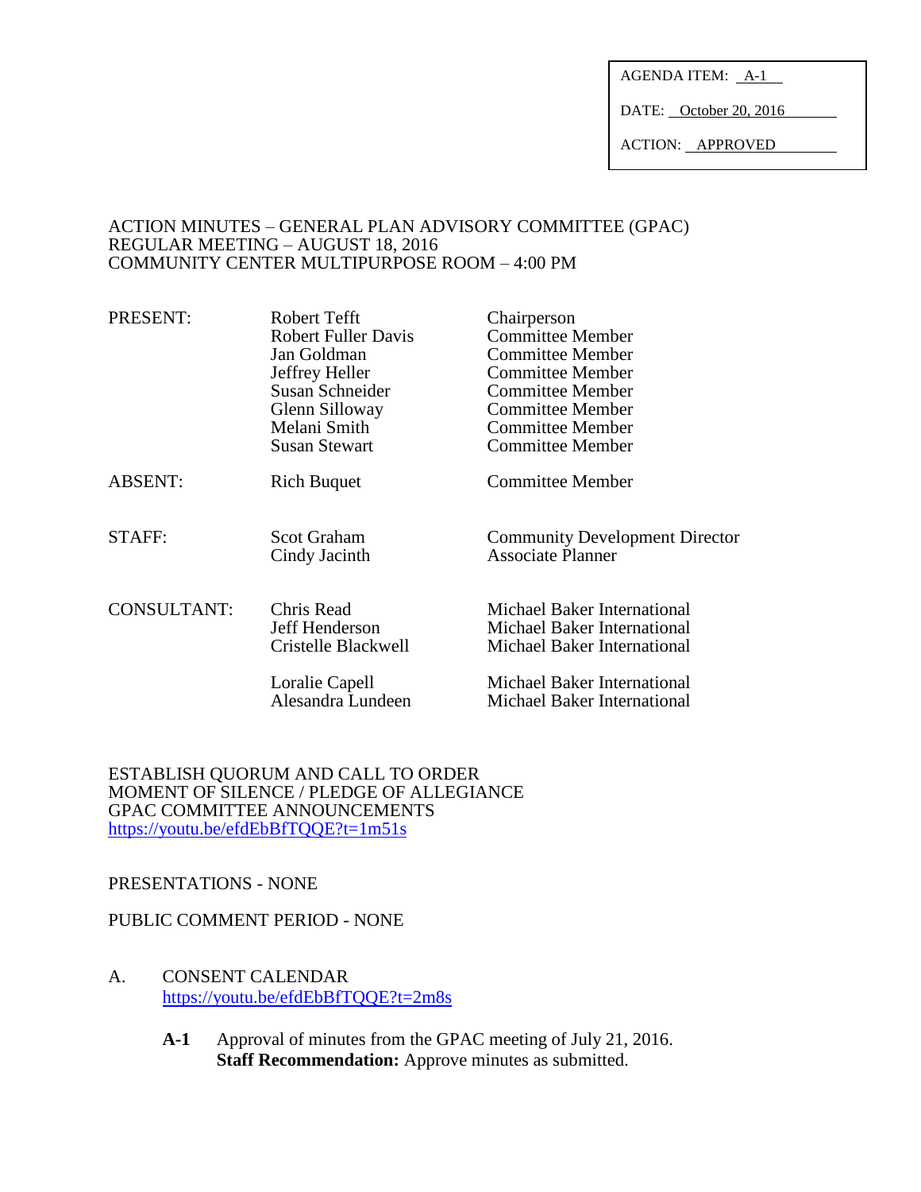AGENDA ITEM: A-1

DATE: October 20, 2016

ACTION: APPROVED

ACTION MINUTES – GENERAL PLAN ADVISORY COMMITTEE (GPAC)
REGULAR MEETING – AUGUST 18, 2016
COMMUNITY CENTER MULTIPURPOSE ROOM – 4:00 PM

| | | |
|---|---|---|
| PRESENT: | Robert Tefft | Chairperson |
| | Robert Fuller Davis | Committee Member |
| | Jan Goldman | Committee Member |
| | Jeffrey Heller | Committee Member |
| | Susan Schneider | Committee Member |
| | Glenn Silloway | Committee Member |
| | Melani Smith | Committee Member |
| | Susan Stewart | Committee Member |
| ABSENT: | Rich Buquet | Committee Member |
| STAFF: | Scot Graham | Community Development Director |
| | Cindy Jacinth | Associate Planner |
| CONSULTANT: | Chris Read | Michael Baker International |
| | Jeff Henderson | Michael Baker International |
| | Cristelle Blackwell | Michael Baker International |
| | Loralie Capell | Michael Baker International |
| | Alesandra Lundeen | Michael Baker International |

ESTABLISH QUORUM AND CALL TO ORDER
MOMENT OF SILENCE / PLEDGE OF ALLEGIANCE
GPAC COMMITTEE ANNOUNCEMENTS
https://youtu.be/efdEbBfTQQE?t=1m51s

PRESENTATIONS - NONE

PUBLIC COMMENT PERIOD - NONE

A. CONSENT CALENDAR
https://youtu.be/efdEbBfTQQE?t=2m8s

**A-1** Approval of minutes from the GPAC meeting of July 21, 2016.
**Staff Recommendation:** Approve minutes as submitted.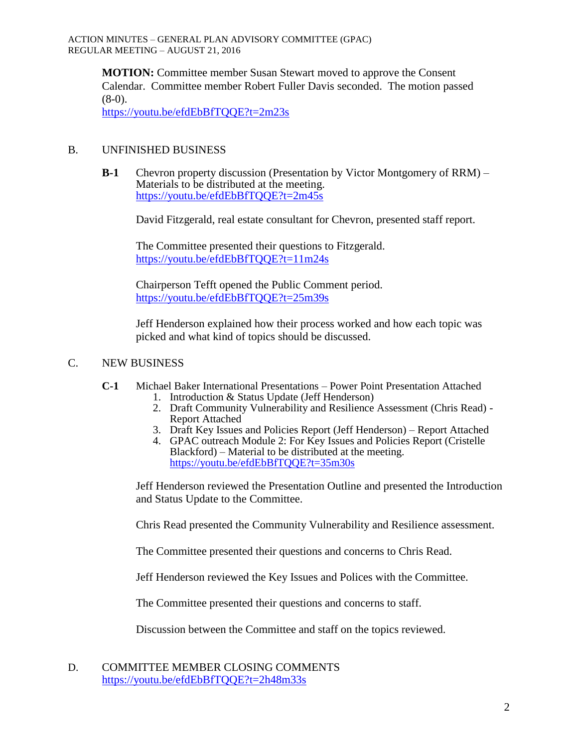**MOTION:** Committee member Susan Stewart moved to approve the Consent Calendar. Committee member Robert Fuller Davis seconded. The motion passed (8-0).
https://youtu.be/efdEbBfTQQE?t=2m23s

## B. UNFINISHED BUSINESS

**B-1** Chevron property discussion (Presentation by Victor Montgomery of RRM) – Materials to be distributed at the meeting.
https://youtu.be/efdEbBfTQQE?t=2m45s

David Fitzgerald, real estate consultant for Chevron, presented staff report.

The Committee presented their questions to Fitzgerald.
https://youtu.be/efdEbBfTQQE?t=11m24s

Chairperson Tefft opened the Public Comment period.
https://youtu.be/efdEbBfTQQE?t=25m39s

Jeff Henderson explained how their process worked and how each topic was picked and what kind of topics should be discussed.

## C. NEW BUSINESS

**C-1** Michael Baker International Presentations – Power Point Presentation Attached

1. Introduction & Status Update (Jeff Henderson)
2. Draft Community Vulnerability and Resilience Assessment (Chris Read) - Report Attached
3. Draft Key Issues and Policies Report (Jeff Henderson) – Report Attached
4. GPAC outreach Module 2: For Key Issues and Policies Report (Cristelle Blackford) – Material to be distributed at the meeting.
https://youtu.be/efdEbBfTQQE?t=35m30s

Jeff Henderson reviewed the Presentation Outline and presented the Introduction and Status Update to the Committee.

Chris Read presented the Community Vulnerability and Resilience assessment.

The Committee presented their questions and concerns to Chris Read.

Jeff Henderson reviewed the Key Issues and Polices with the Committee.

The Committee presented their questions and concerns to staff.

Discussion between the Committee and staff on the topics reviewed.

## D. COMMITTEE MEMBER CLOSING COMMENTS

https://youtu.be/efdEbBfTQQE?t=2h48m33s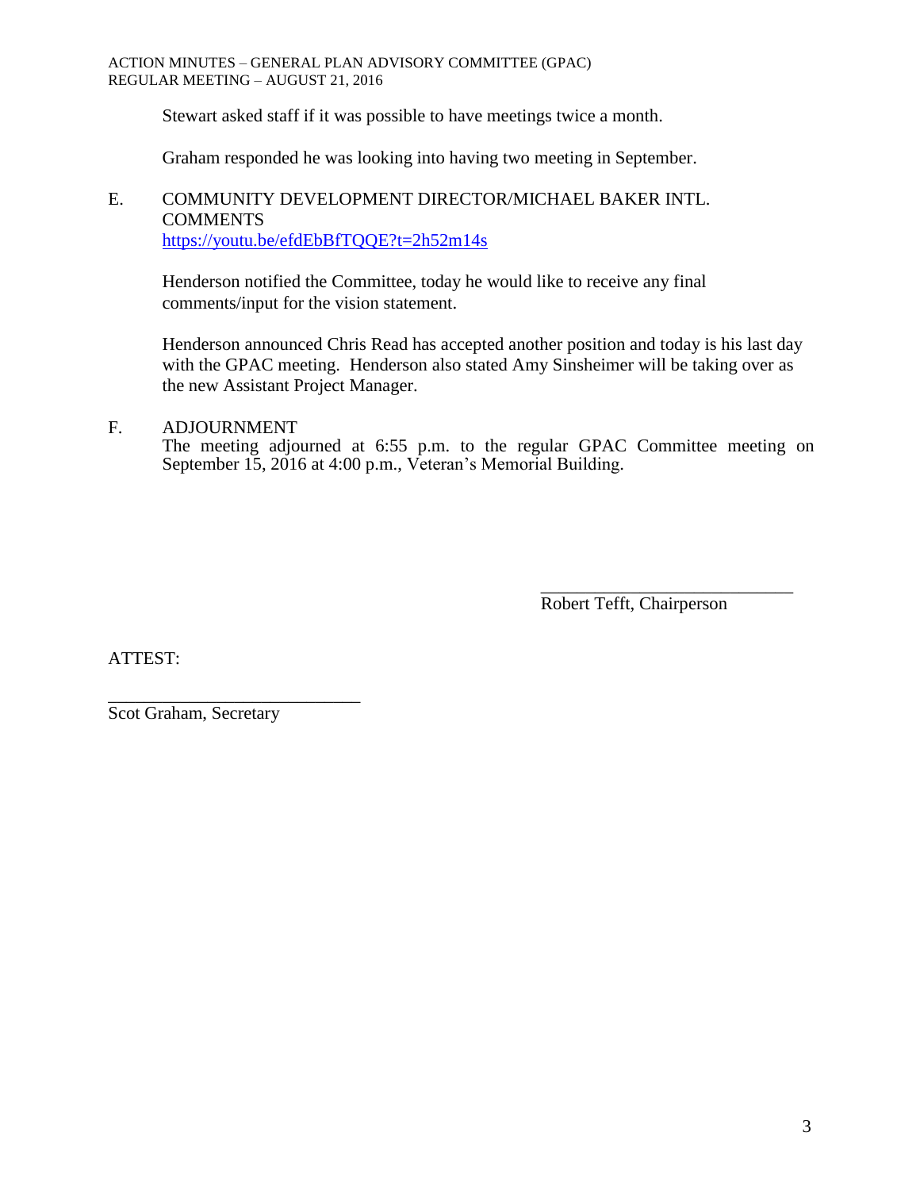Stewart asked staff if it was possible to have meetings twice a month.

Graham responded he was looking into having two meeting in September.

E. COMMUNITY DEVELOPMENT DIRECTOR/MICHAEL BAKER INTL. COMMENTS
https://youtu.be/efdEbBfTQQE?t=2h52m14s

Henderson notified the Committee, today he would like to receive any final comments/input for the vision statement.

Henderson announced Chris Read has accepted another position and today is his last day with the GPAC meeting. Henderson also stated Amy Sinsheimer will be taking over as the new Assistant Project Manager.

F. ADJOURNMENT
The meeting adjourned at 6:55 p.m. to the regular GPAC Committee meeting on September 15, 2016 at 4:00 p.m., Veteran's Memorial Building.

\_\_\_\_\_\_\_\_\_\_\_\_\_\_\_\_\_\_\_\_\_\_\_\_\_\_\_\_\_\_
Robert Tefft, Chairperson

ATTEST:

\_\_\_\_\_\_\_\_\_\_\_\_\_\_\_\_\_\_\_\_\_\_\_\_\_\_\_\_\_\_
Scot Graham, Secretary